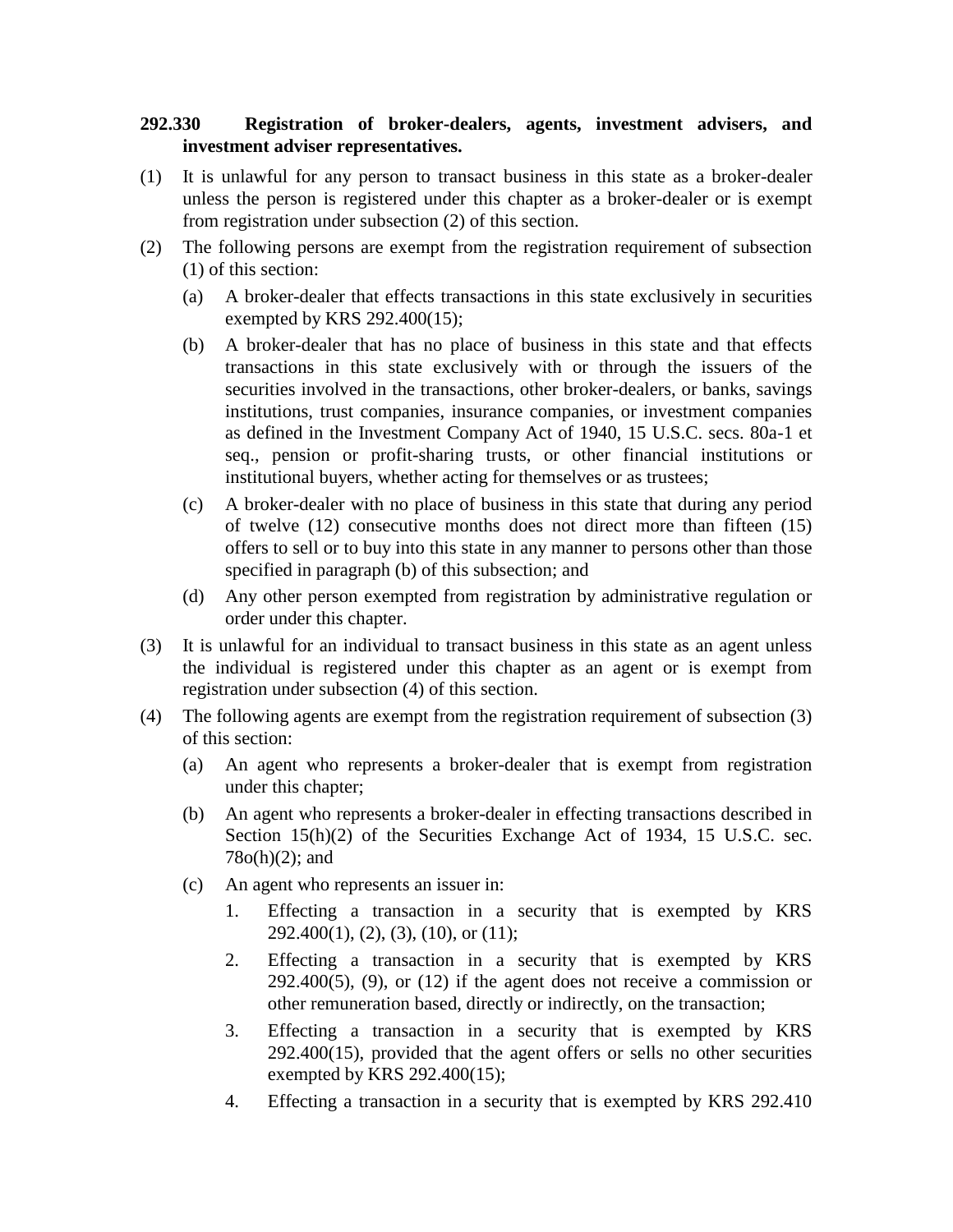**292.330 Registration of broker-dealers, agents, investment advisers, and investment adviser representatives.**

(1) It is unlawful for any person to transact business in this state as a broker-dealer unless the person is registered under this chapter as a broker-dealer or is exempt from registration under subsection (2) of this section.

(2) The following persons are exempt from the registration requirement of subsection (1) of this section:

  (a) A broker-dealer that effects transactions in this state exclusively in securities exempted by KRS 292.400(15);

  (b) A broker-dealer that has no place of business in this state and that effects transactions in this state exclusively with or through the issuers of the securities involved in the transactions, other broker-dealers, or banks, savings institutions, trust companies, insurance companies, or investment companies as defined in the Investment Company Act of 1940, 15 U.S.C. secs. 80a-1 et seq., pension or profit-sharing trusts, or other financial institutions or institutional buyers, whether acting for themselves or as trustees;

  (c) A broker-dealer with no place of business in this state that during any period of twelve (12) consecutive months does not direct more than fifteen (15) offers to sell or to buy into this state in any manner to persons other than those specified in paragraph (b) of this subsection; and

  (d) Any other person exempted from registration by administrative regulation or order under this chapter.

(3) It is unlawful for an individual to transact business in this state as an agent unless the individual is registered under this chapter as an agent or is exempt from registration under subsection (4) of this section.

(4) The following agents are exempt from the registration requirement of subsection (3) of this section:

  (a) An agent who represents a broker-dealer that is exempt from registration under this chapter;

  (b) An agent who represents a broker-dealer in effecting transactions described in Section 15(h)(2) of the Securities Exchange Act of 1934, 15 U.S.C. sec. 78o(h)(2); and

  (c) An agent who represents an issuer in:

    1. Effecting a transaction in a security that is exempted by KRS 292.400(1), (2), (3), (10), or (11);

    2. Effecting a transaction in a security that is exempted by KRS 292.400(5), (9), or (12) if the agent does not receive a commission or other remuneration based, directly or indirectly, on the transaction;

    3. Effecting a transaction in a security that is exempted by KRS 292.400(15), provided that the agent offers or sells no other securities exempted by KRS 292.400(15);

    4. Effecting a transaction in a security that is exempted by KRS 292.410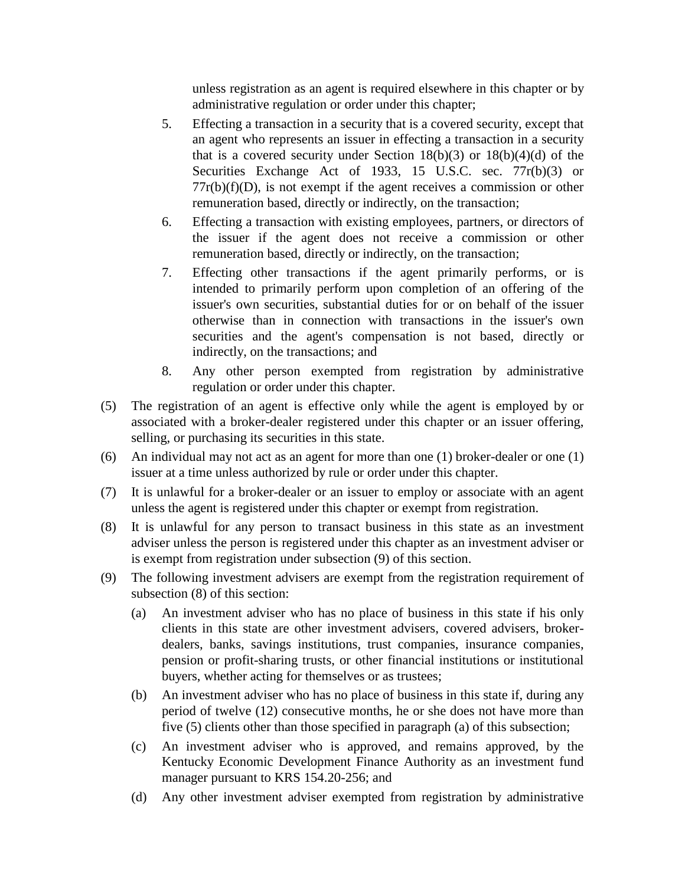unless registration as an agent is required elsewhere in this chapter or by administrative regulation or order under this chapter;

5. Effecting a transaction in a security that is a covered security, except that an agent who represents an issuer in effecting a transaction in a security that is a covered security under Section 18(b)(3) or 18(b)(4)(d) of the Securities Exchange Act of 1933, 15 U.S.C. sec. 77r(b)(3) or 77r(b)(f)(D), is not exempt if the agent receives a commission or other remuneration based, directly or indirectly, on the transaction;

6. Effecting a transaction with existing employees, partners, or directors of the issuer if the agent does not receive a commission or other remuneration based, directly or indirectly, on the transaction;

7. Effecting other transactions if the agent primarily performs, or is intended to primarily perform upon completion of an offering of the issuer's own securities, substantial duties for or on behalf of the issuer otherwise than in connection with transactions in the issuer's own securities and the agent's compensation is not based, directly or indirectly, on the transactions; and

8. Any other person exempted from registration by administrative regulation or order under this chapter.

(5) The registration of an agent is effective only while the agent is employed by or associated with a broker-dealer registered under this chapter or an issuer offering, selling, or purchasing its securities in this state.

(6) An individual may not act as an agent for more than one (1) broker-dealer or one (1) issuer at a time unless authorized by rule or order under this chapter.

(7) It is unlawful for a broker-dealer or an issuer to employ or associate with an agent unless the agent is registered under this chapter or exempt from registration.

(8) It is unlawful for any person to transact business in this state as an investment adviser unless the person is registered under this chapter as an investment adviser or is exempt from registration under subsection (9) of this section.

(9) The following investment advisers are exempt from the registration requirement of subsection (8) of this section:

(a) An investment adviser who has no place of business in this state if his only clients in this state are other investment advisers, covered advisers, broker-dealers, banks, savings institutions, trust companies, insurance companies, pension or profit-sharing trusts, or other financial institutions or institutional buyers, whether acting for themselves or as trustees;

(b) An investment adviser who has no place of business in this state if, during any period of twelve (12) consecutive months, he or she does not have more than five (5) clients other than those specified in paragraph (a) of this subsection;

(c) An investment adviser who is approved, and remains approved, by the Kentucky Economic Development Finance Authority as an investment fund manager pursuant to KRS 154.20-256; and

(d) Any other investment adviser exempted from registration by administrative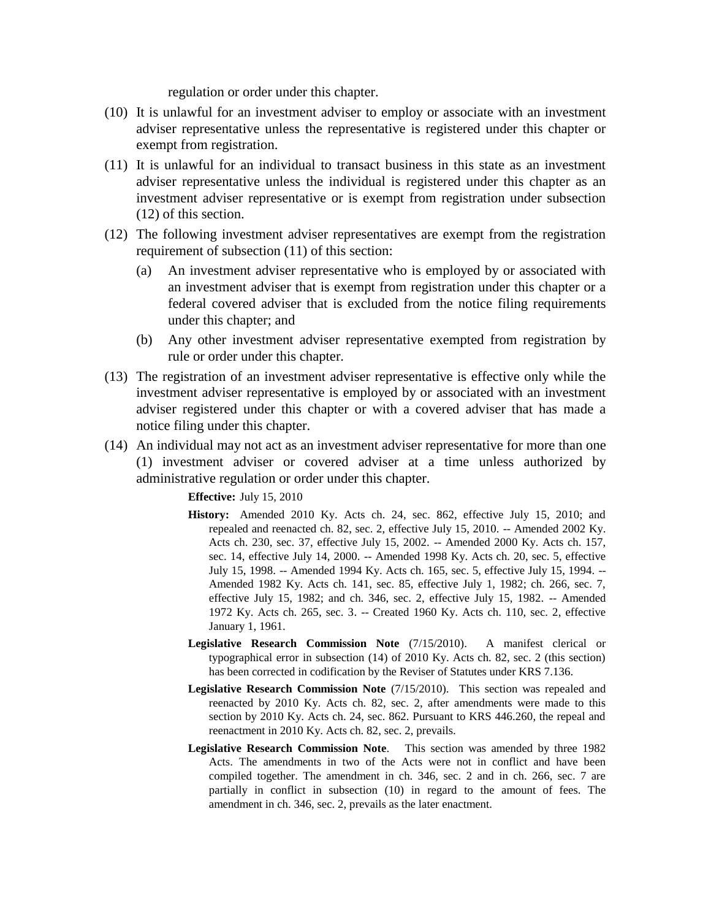regulation or order under this chapter.

(10) It is unlawful for an investment adviser to employ or associate with an investment adviser representative unless the representative is registered under this chapter or exempt from registration.

(11) It is unlawful for an individual to transact business in this state as an investment adviser representative unless the individual is registered under this chapter as an investment adviser representative or is exempt from registration under subsection (12) of this section.

(12) The following investment adviser representatives are exempt from the registration requirement of subsection (11) of this section:

(a) An investment adviser representative who is employed by or associated with an investment adviser that is exempt from registration under this chapter or a federal covered adviser that is excluded from the notice filing requirements under this chapter; and

(b) Any other investment adviser representative exempted from registration by rule or order under this chapter.

(13) The registration of an investment adviser representative is effective only while the investment adviser representative is employed by or associated with an investment adviser registered under this chapter or with a covered adviser that has made a notice filing under this chapter.

(14) An individual may not act as an investment adviser representative for more than one (1) investment adviser or covered adviser at a time unless authorized by administrative regulation or order under this chapter.

**Effective:** July 15, 2010

**History:** Amended 2010 Ky. Acts ch. 24, sec. 862, effective July 15, 2010; and repealed and reenacted ch. 82, sec. 2, effective July 15, 2010. -- Amended 2002 Ky. Acts ch. 230, sec. 37, effective July 15, 2002. -- Amended 2000 Ky. Acts ch. 157, sec. 14, effective July 14, 2000. -- Amended 1998 Ky. Acts ch. 20, sec. 5, effective July 15, 1998. -- Amended 1994 Ky. Acts ch. 165, sec. 5, effective July 15, 1994. -- Amended 1982 Ky. Acts ch. 141, sec. 85, effective July 1, 1982; ch. 266, sec. 7, effective July 15, 1982; and ch. 346, sec. 2, effective July 15, 1982. -- Amended 1972 Ky. Acts ch. 265, sec. 3. -- Created 1960 Ky. Acts ch. 110, sec. 2, effective January 1, 1961.

**Legislative Research Commission Note** (7/15/2010). A manifest clerical or typographical error in subsection (14) of 2010 Ky. Acts ch. 82, sec. 2 (this section) has been corrected in codification by the Reviser of Statutes under KRS 7.136.

**Legislative Research Commission Note** (7/15/2010). This section was repealed and reenacted by 2010 Ky. Acts ch. 82, sec. 2, after amendments were made to this section by 2010 Ky. Acts ch. 24, sec. 862. Pursuant to KRS 446.260, the repeal and reenactment in 2010 Ky. Acts ch. 82, sec. 2, prevails.

**Legislative Research Commission Note**. This section was amended by three 1982 Acts. The amendments in two of the Acts were not in conflict and have been compiled together. The amendment in ch. 346, sec. 2 and in ch. 266, sec. 7 are partially in conflict in subsection (10) in regard to the amount of fees. The amendment in ch. 346, sec. 2, prevails as the later enactment.